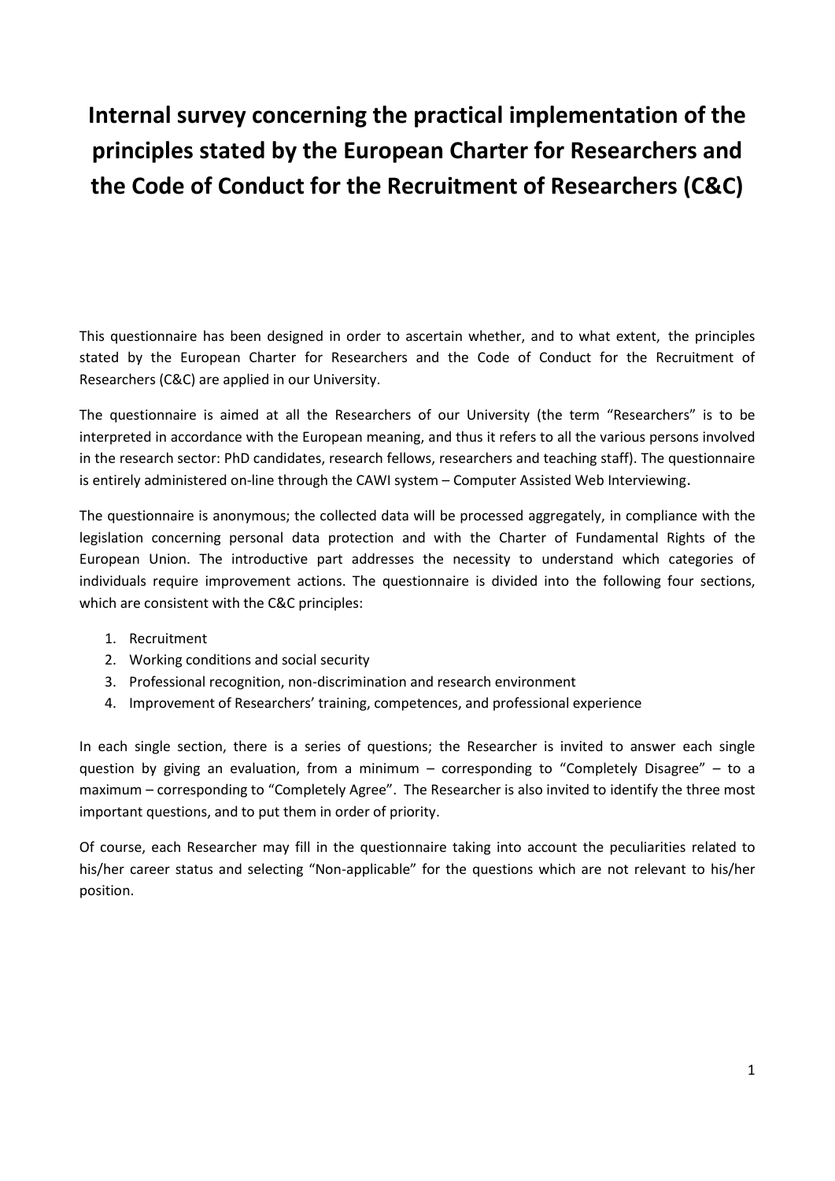# Internal survey concerning the practical implementation of the principles stated by the European Charter for Researchers and the Code of Conduct for the Recruitment of Researchers (C&C)

This questionnaire has been designed in order to ascertain whether, and to what extent, the principles stated by the European Charter for Researchers and the Code of Conduct for the Recruitment of Researchers (C&C) are applied in our University.

The questionnaire is aimed at all the Researchers of our University (the term "Researchers" is to be interpreted in accordance with the European meaning, and thus it refers to all the various persons involved in the research sector: PhD candidates, research fellows, researchers and teaching staff). The questionnaire is entirely administered on-line through the CAWI system – Computer Assisted Web Interviewing.

The questionnaire is anonymous; the collected data will be processed aggregately, in compliance with the legislation concerning personal data protection and with the Charter of Fundamental Rights of the European Union. The introductive part addresses the necessity to understand which categories of individuals require improvement actions. The questionnaire is divided into the following four sections, which are consistent with the C&C principles:

1. Recruitment
2. Working conditions and social security
3. Professional recognition, non-discrimination and research environment
4. Improvement of Researchers' training, competences, and professional experience

In each single section, there is a series of questions; the Researcher is invited to answer each single question by giving an evaluation, from a minimum – corresponding to "Completely Disagree" – to a maximum – corresponding to "Completely Agree". The Researcher is also invited to identify the three most important questions, and to put them in order of priority.

Of course, each Researcher may fill in the questionnaire taking into account the peculiarities related to his/her career status and selecting "Non-applicable" for the questions which are not relevant to his/her position.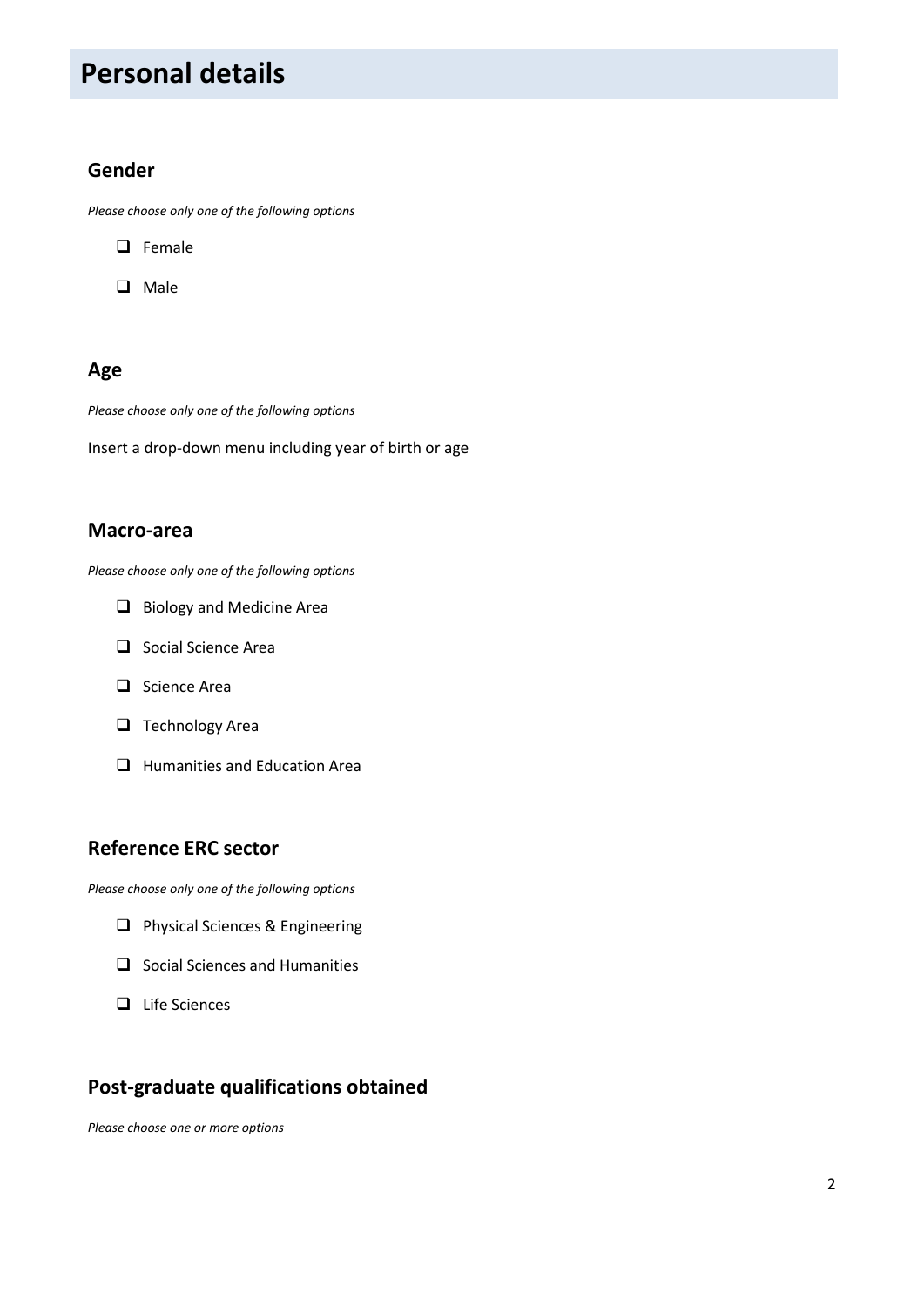# Personal details

## Gender

*Please choose only one of the following options*

- ❑ Female
- ❑ Male

## Age

*Please choose only one of the following options*

Insert a drop-down menu including year of birth or age

## Macro-area

*Please choose only one of the following options*

- ❑ Biology and Medicine Area
- ❑ Social Science Area
- ❑ Science Area
- ❑ Technology Area
- ❑ Humanities and Education Area

## Reference ERC sector

*Please choose only one of the following options*

- ❑ Physical Sciences & Engineering
- ❑ Social Sciences and Humanities
- ❑ Life Sciences

## Post-graduate qualifications obtained

*Please choose one or more options*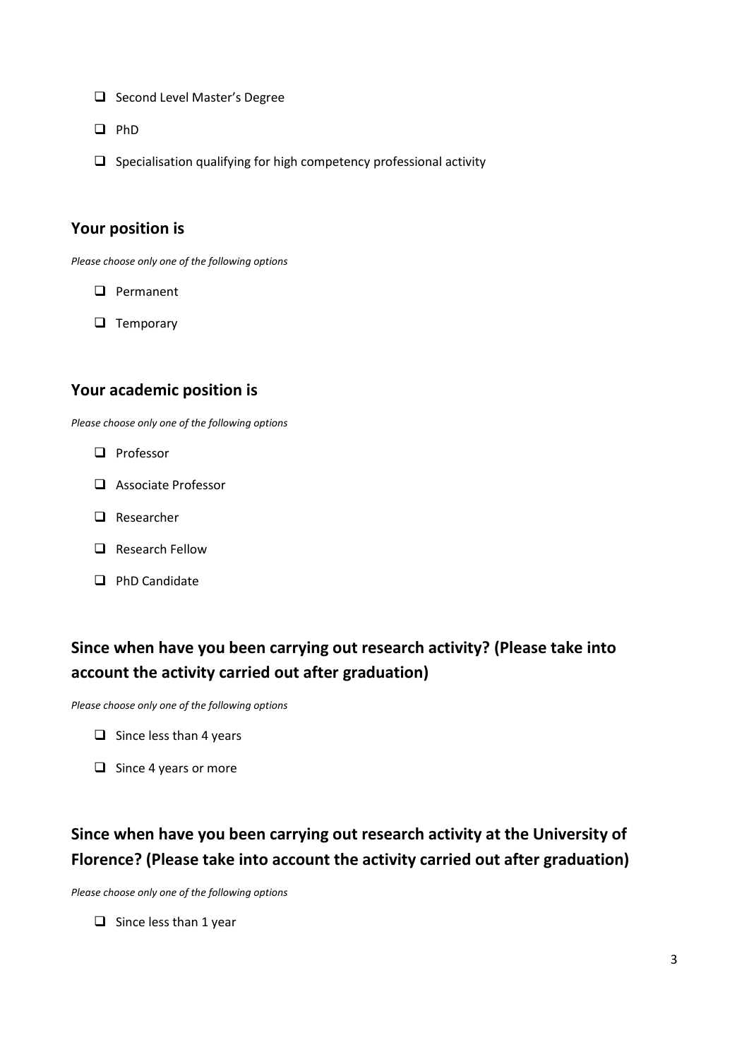- [ ] Second Level Master's Degree
- [ ] PhD
- [ ] Specialisation qualifying for high competency professional activity

## Your position is

*Please choose only one of the following options*

- [ ] Permanent
- [ ] Temporary

## Your academic position is

*Please choose only one of the following options*

- [ ] Professor
- [ ] Associate Professor
- [ ] Researcher
- [ ] Research Fellow
- [ ] PhD Candidate

## Since when have you been carrying out research activity? (Please take into account the activity carried out after graduation)

*Please choose only one of the following options*

- [ ] Since less than 4 years
- [ ] Since 4 years or more

## Since when have you been carrying out research activity at the University of Florence? (Please take into account the activity carried out after graduation)

*Please choose only one of the following options*

- [ ] Since less than 1 year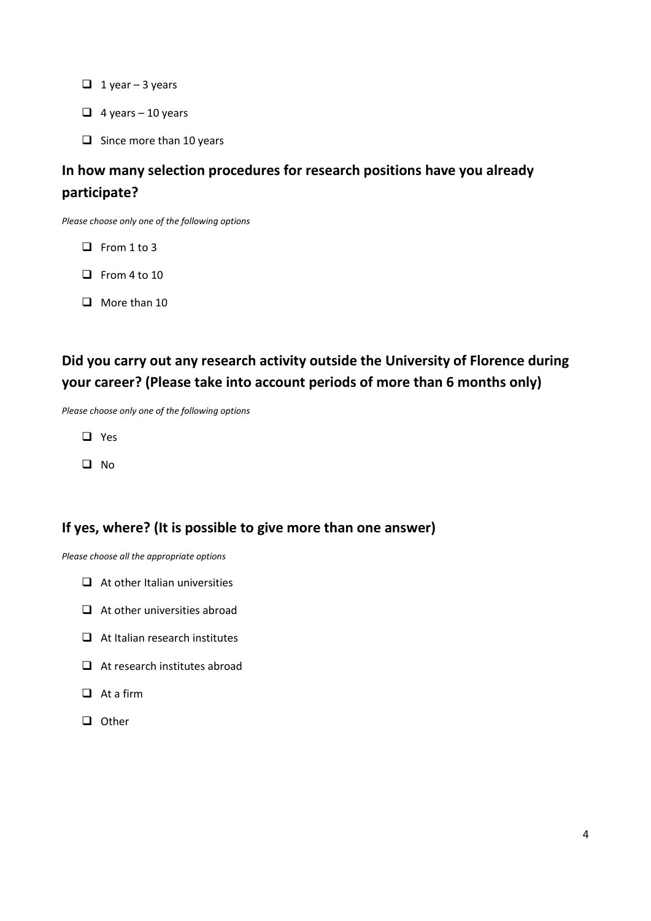- ☐ 1 year – 3 years
- ☐ 4 years – 10 years
- ☐ Since more than 10 years

## In how many selection procedures for research positions have you already participate?

*Please choose only one of the following options*

- ☐ From 1 to 3
- ☐ From 4 to 10
- ☐ More than 10

## Did you carry out any research activity outside the University of Florence during your career? (Please take into account periods of more than 6 months only)

*Please choose only one of the following options*

- ☐ Yes
- ☐ No

## If yes, where? (It is possible to give more than one answer)

*Please choose all the appropriate options*

- ☐ At other Italian universities
- ☐ At other universities abroad
- ☐ At Italian research institutes
- ☐ At research institutes abroad
- ☐ At a firm
- ☐ Other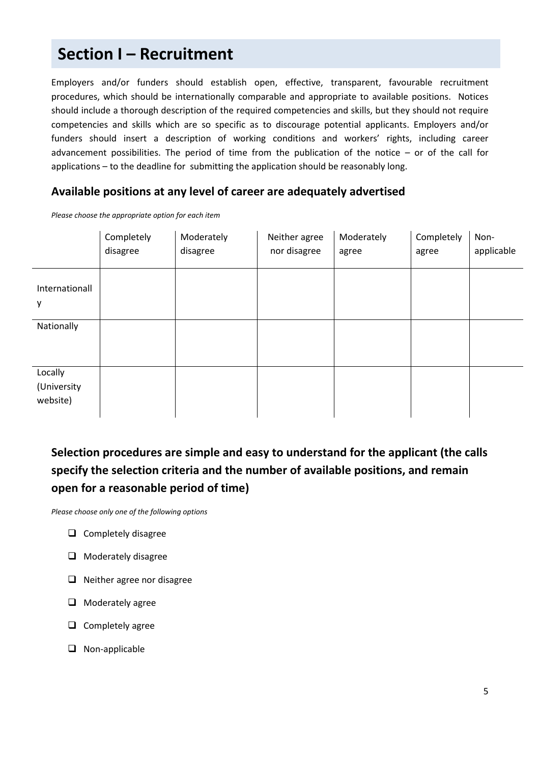# Section I – Recruitment

Employers and/or funders should establish open, effective, transparent, favourable recruitment procedures, which should be internationally comparable and appropriate to available positions. Notices should include a thorough description of the required competencies and skills, but they should not require competencies and skills which are so specific as to discourage potential applicants. Employers and/or funders should insert a description of working conditions and workers' rights, including career advancement possibilities. The period of time from the publication of the notice – or of the call for applications – to the deadline for submitting the application should be reasonably long.

## Available positions at any level of career are adequately advertised

*Please choose the appropriate option for each item*

| | Completely disagree | Moderately disagree | Neither agree nor disagree | Moderately agree | Completely agree | Non-applicable |
|---|---|---|---|---|---|---|
| Internationally | | | | | | |
| Nationally | | | | | | |
| Locally (University website) | | | | | | |

## Selection procedures are simple and easy to understand for the applicant (the calls specify the selection criteria and the number of available positions, and remain open for a reasonable period of time)

*Please choose only one of the following options*

- ☐ Completely disagree
- ☐ Moderately disagree
- ☐ Neither agree nor disagree
- ☐ Moderately agree
- ☐ Completely agree
- ☐ Non-applicable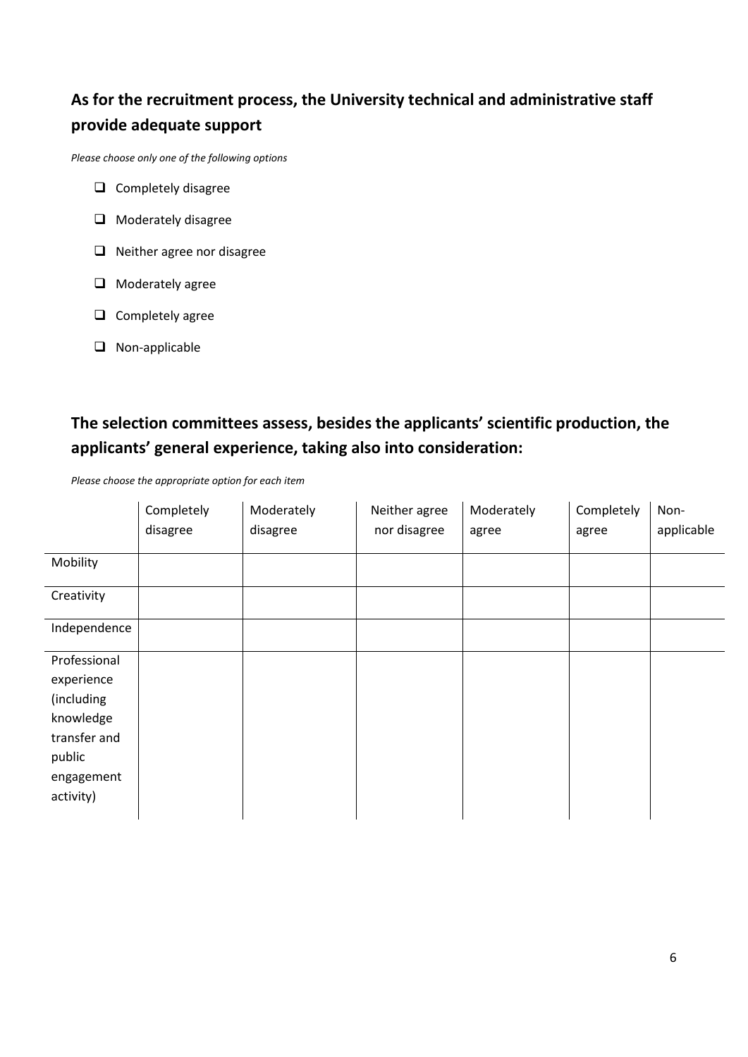## As for the recruitment process, the University technical and administrative staff provide adequate support

*Please choose only one of the following options*

- ☐ Completely disagree
- ☐ Moderately disagree
- ☐ Neither agree nor disagree
- ☐ Moderately agree
- ☐ Completely agree
- ☐ Non-applicable

## The selection committees assess, besides the applicants' scientific production, the applicants' general experience, taking also into consideration:

*Please choose the appropriate option for each item*

| | Completely disagree | Moderately disagree | Neither agree nor disagree | Moderately agree | Completely agree | Non-applicable |
|---|---|---|---|---|---|---|
| Mobility | | | | | | |
| Creativity | | | | | | |
| Independence | | | | | | |
| Professional experience (including knowledge transfer and public engagement activity) | | | | | | |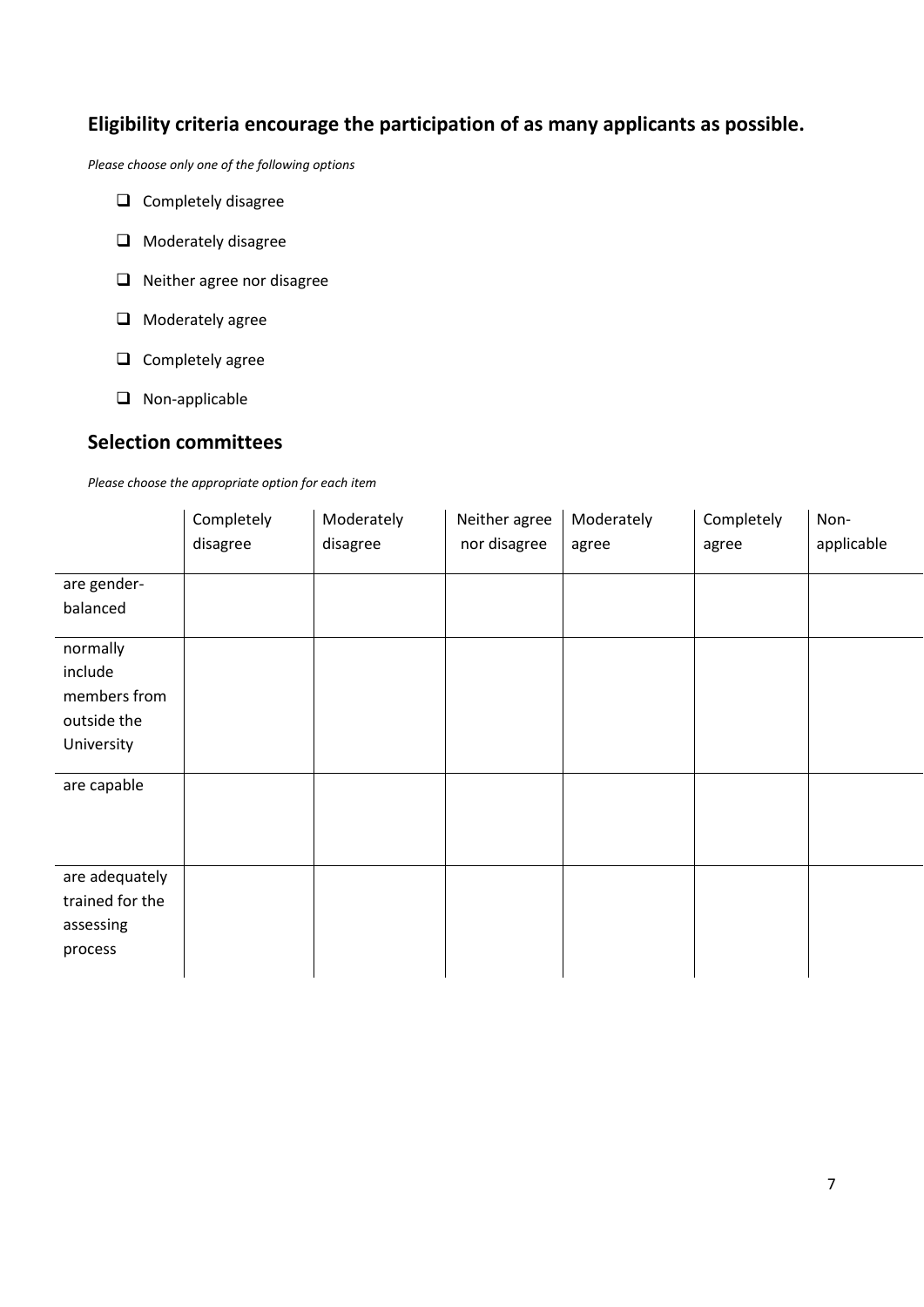## Eligibility criteria encourage the participation of as many applicants as possible.

*Please choose only one of the following options*

- ❑ Completely disagree
- ❑ Moderately disagree
- ❑ Neither agree nor disagree
- ❑ Moderately agree
- ❑ Completely agree
- ❑ Non-applicable

## Selection committees

*Please choose the appropriate option for each item*

| | Completely disagree | Moderately disagree | Neither agree nor disagree | Moderately agree | Completely agree | Non-applicable |
|---|---|---|---|---|---|---|
| are gender-balanced | | | | | | |
| normally include members from outside the University | | | | | | |
| are capable | | | | | | |
| are adequately trained for the assessing process | | | | | | |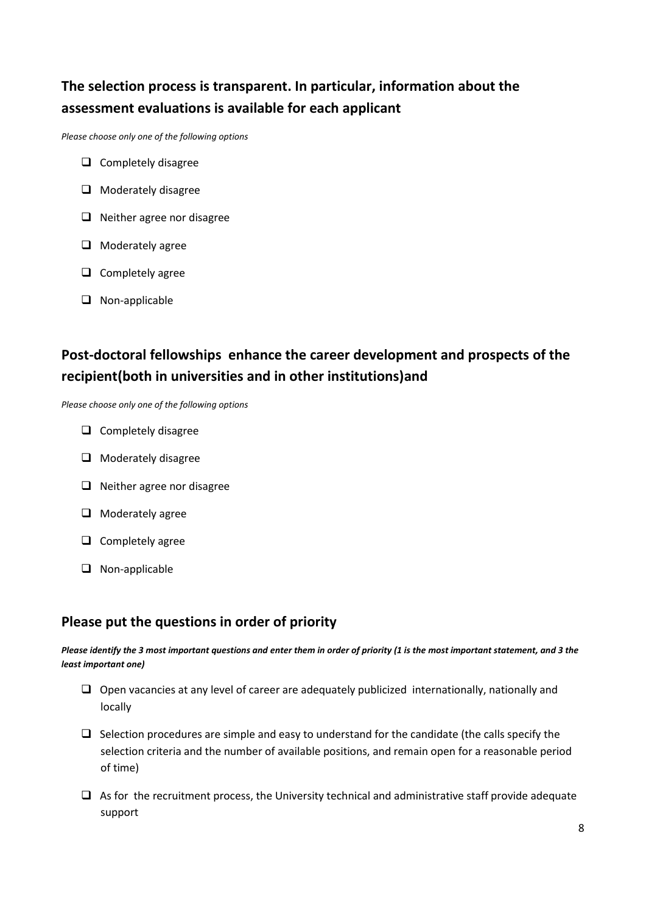## The selection process is transparent. In particular, information about the assessment evaluations is available for each applicant

*Please choose only one of the following options*

- ❑ Completely disagree
- ❑ Moderately disagree
- ❑ Neither agree nor disagree
- ❑ Moderately agree
- ❑ Completely agree
- ❑ Non-applicable

## Post-doctoral fellowships enhance the career development and prospects of the recipient(both in universities and in other institutions)and

*Please choose only one of the following options*

- ❑ Completely disagree
- ❑ Moderately disagree
- ❑ Neither agree nor disagree
- ❑ Moderately agree
- ❑ Completely agree
- ❑ Non-applicable

## Please put the questions in order of priority

***Please identify the 3 most important questions and enter them in order of priority (1 is the most important statement, and 3 the least important one)***

- ❑ Open vacancies at any level of career are adequately publicized internationally, nationally and locally
- ❑ Selection procedures are simple and easy to understand for the candidate (the calls specify the selection criteria and the number of available positions, and remain open for a reasonable period of time)
- ❑ As for the recruitment process, the University technical and administrative staff provide adequate support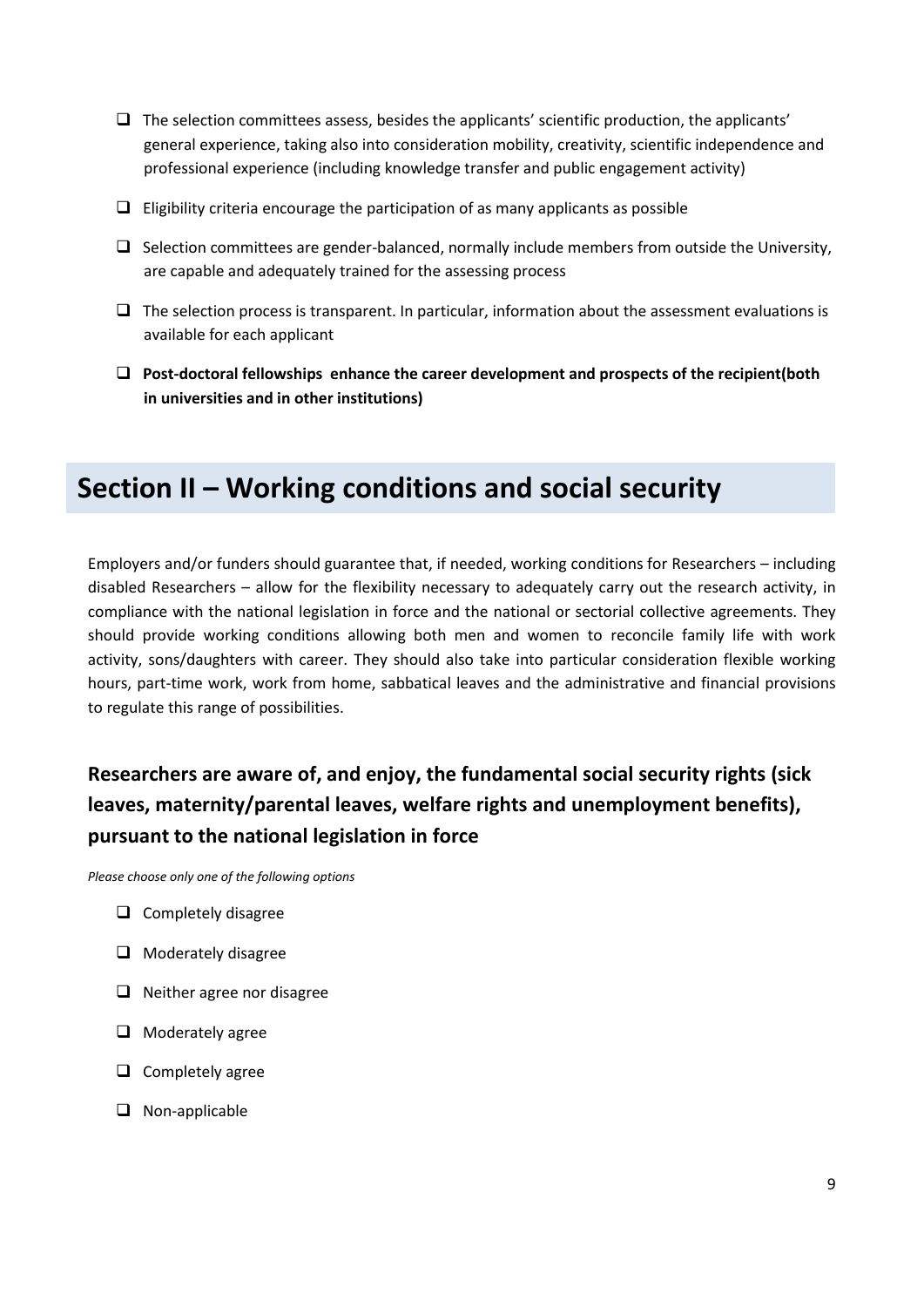- ❑ The selection committees assess, besides the applicants' scientific production, the applicants' general experience, taking also into consideration mobility, creativity, scientific independence and professional experience (including knowledge transfer and public engagement activity)
- ❑ Eligibility criteria encourage the participation of as many applicants as possible
- ❑ Selection committees are gender-balanced, normally include members from outside the University, are capable and adequately trained for the assessing process
- ❑ The selection process is transparent. In particular, information about the assessment evaluations is available for each applicant
- ❑ **Post-doctoral fellowships enhance the career development and prospects of the recipient(both in universities and in other institutions)**

# Section II – Working conditions and social security

Employers and/or funders should guarantee that, if needed, working conditions for Researchers – including disabled Researchers – allow for the flexibility necessary to adequately carry out the research activity, in compliance with the national legislation in force and the national or sectorial collective agreements. They should provide working conditions allowing both men and women to reconcile family life with work activity, sons/daughters with career. They should also take into particular consideration flexible working hours, part-time work, work from home, sabbatical leaves and the administrative and financial provisions to regulate this range of possibilities.

## Researchers are aware of, and enjoy, the fundamental social security rights (sick leaves, maternity/parental leaves, welfare rights and unemployment benefits), pursuant to the national legislation in force

*Please choose only one of the following options*

- ❑ Completely disagree
- ❑ Moderately disagree
- ❑ Neither agree nor disagree
- ❑ Moderately agree
- ❑ Completely agree
- ❑ Non-applicable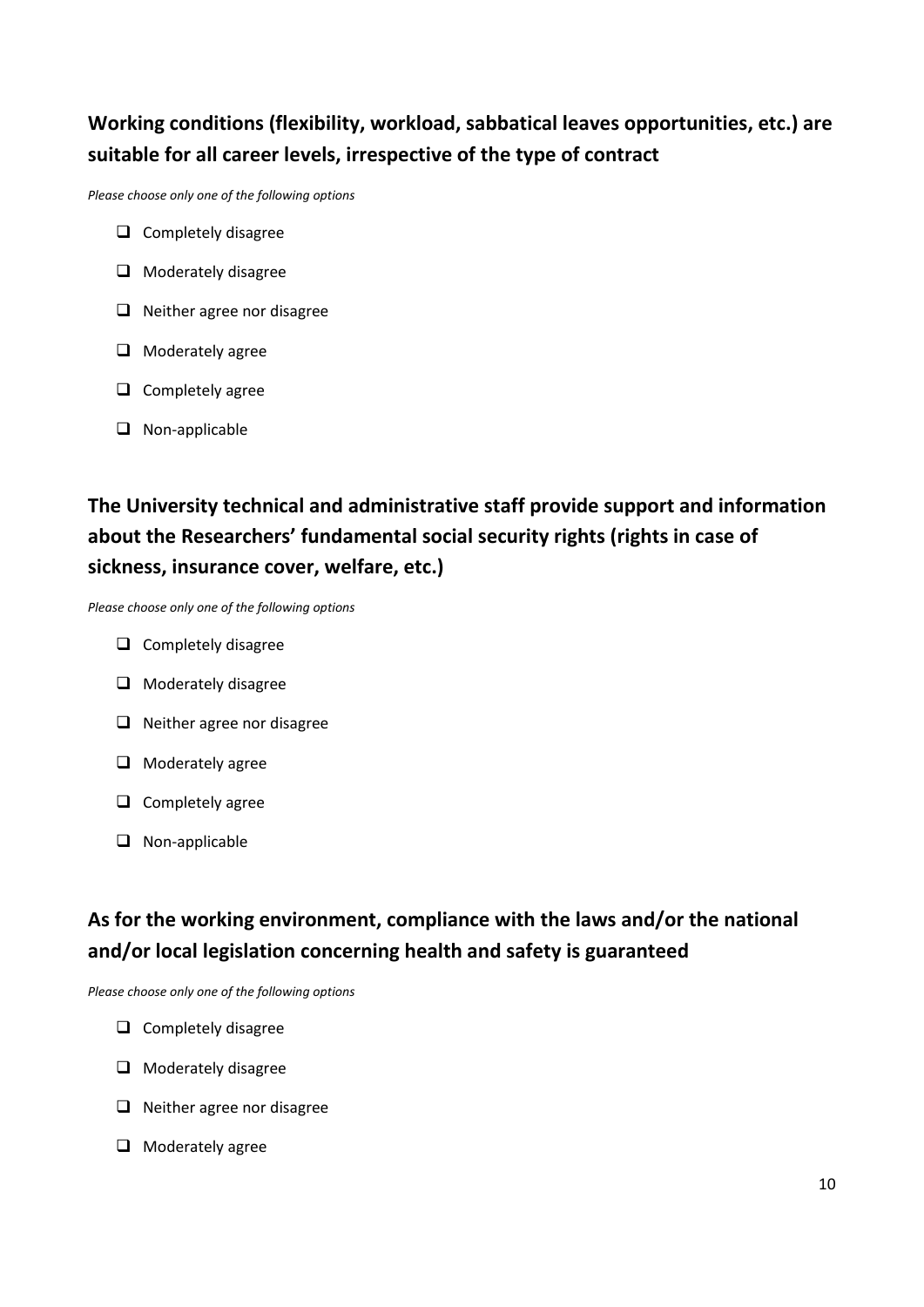### Working conditions (flexibility, workload, sabbatical leaves opportunities, etc.) are suitable for all career levels, irrespective of the type of contract

*Please choose only one of the following options*

- ☐ Completely disagree
- ☐ Moderately disagree
- ☐ Neither agree nor disagree
- ☐ Moderately agree
- ☐ Completely agree
- ☐ Non-applicable

### The University technical and administrative staff provide support and information about the Researchers' fundamental social security rights (rights in case of sickness, insurance cover, welfare, etc.)

*Please choose only one of the following options*

- ☐ Completely disagree
- ☐ Moderately disagree
- ☐ Neither agree nor disagree
- ☐ Moderately agree
- ☐ Completely agree
- ☐ Non-applicable

### As for the working environment, compliance with the laws and/or the national and/or local legislation concerning health and safety is guaranteed

*Please choose only one of the following options*

- ☐ Completely disagree
- ☐ Moderately disagree
- ☐ Neither agree nor disagree
- ☐ Moderately agree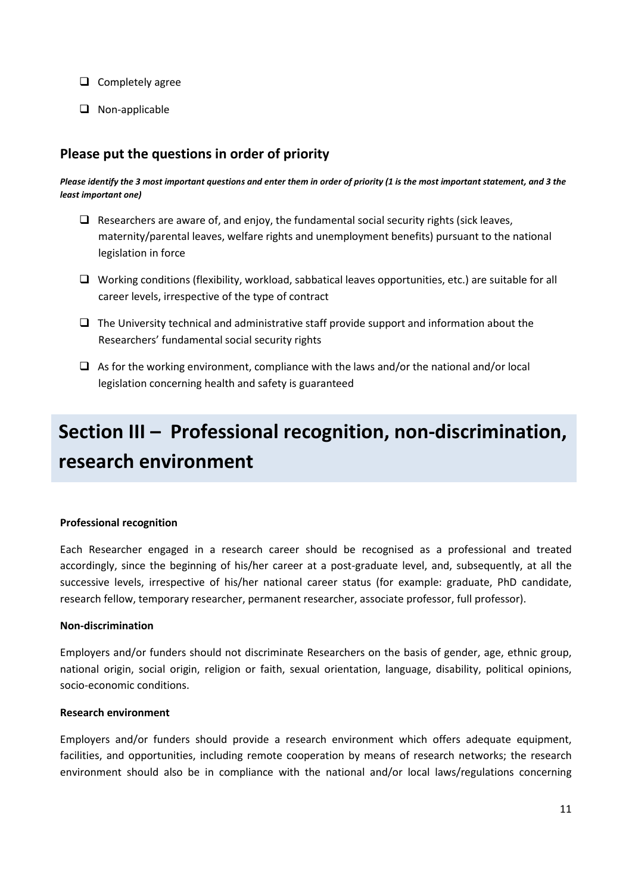- ❑ Completely agree
- ❑ Non-applicable

### Please put the questions in order of priority

***Please identify the 3 most important questions and enter them in order of priority (1 is the most important statement, and 3 the least important one)***

- ❑ Researchers are aware of, and enjoy, the fundamental social security rights (sick leaves, maternity/parental leaves, welfare rights and unemployment benefits) pursuant to the national legislation in force
- ❑ Working conditions (flexibility, workload, sabbatical leaves opportunities, etc.) are suitable for all career levels, irrespective of the type of contract
- ❑ The University technical and administrative staff provide support and information about the Researchers' fundamental social security rights
- ❑ As for the working environment, compliance with the laws and/or the national and/or local legislation concerning health and safety is guaranteed

# Section III – Professional recognition, non-discrimination, research environment

**Professional recognition**

Each Researcher engaged in a research career should be recognised as a professional and treated accordingly, since the beginning of his/her career at a post-graduate level, and, subsequently, at all the successive levels, irrespective of his/her national career status (for example: graduate, PhD candidate, research fellow, temporary researcher, permanent researcher, associate professor, full professor).

**Non-discrimination**

Employers and/or funders should not discriminate Researchers on the basis of gender, age, ethnic group, national origin, social origin, religion or faith, sexual orientation, language, disability, political opinions, socio-economic conditions.

**Research environment**

Employers and/or funders should provide a research environment which offers adequate equipment, facilities, and opportunities, including remote cooperation by means of research networks; the research environment should also be in compliance with the national and/or local laws/regulations concerning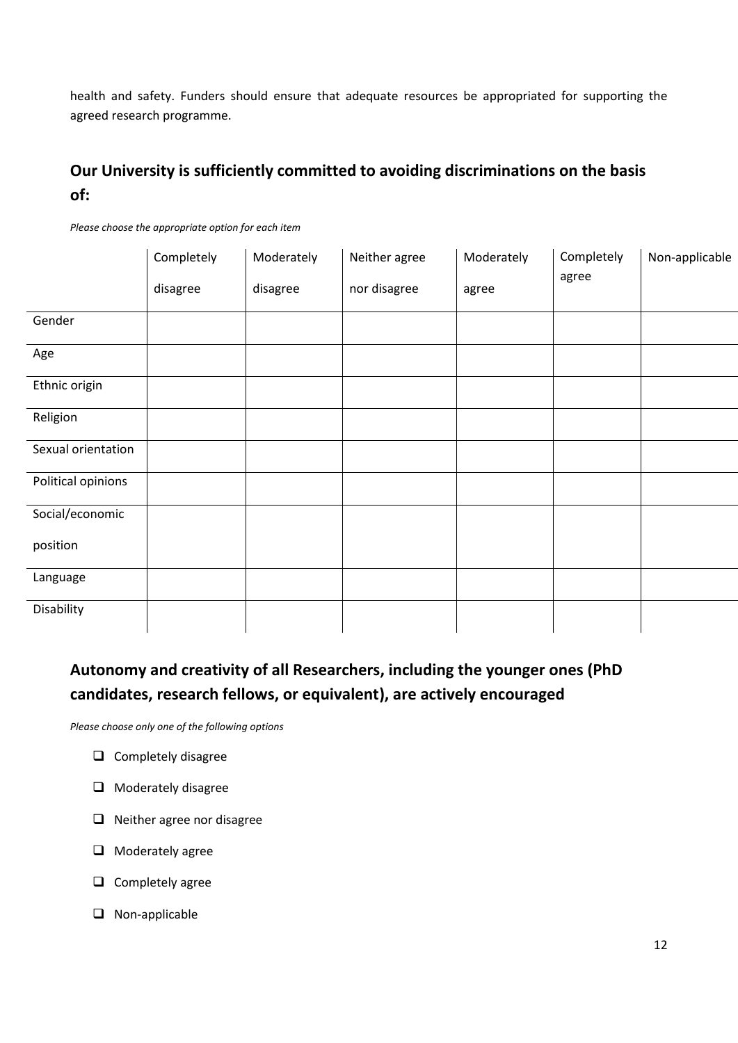health and safety. Funders should ensure that adequate resources be appropriated for supporting the agreed research programme.

## Our University is sufficiently committed to avoiding discriminations on the basis of:

*Please choose the appropriate option for each item*

| | Completely disagree | Moderately disagree | Neither agree nor disagree | Moderately agree | Completely agree | Non-applicable |
|---|---|---|---|---|---|---|
| Gender | | | | | | |
| Age | | | | | | |
| Ethnic origin | | | | | | |
| Religion | | | | | | |
| Sexual orientation | | | | | | |
| Political opinions | | | | | | |
| Social/economic position | | | | | | |
| Language | | | | | | |
| Disability | | | | | | |

## Autonomy and creativity of all Researchers, including the younger ones (PhD candidates, research fellows, or equivalent), are actively encouraged

*Please choose only one of the following options*

- ❑ Completely disagree
- ❑ Moderately disagree
- ❑ Neither agree nor disagree
- ❑ Moderately agree
- ❑ Completely agree
- ❑ Non-applicable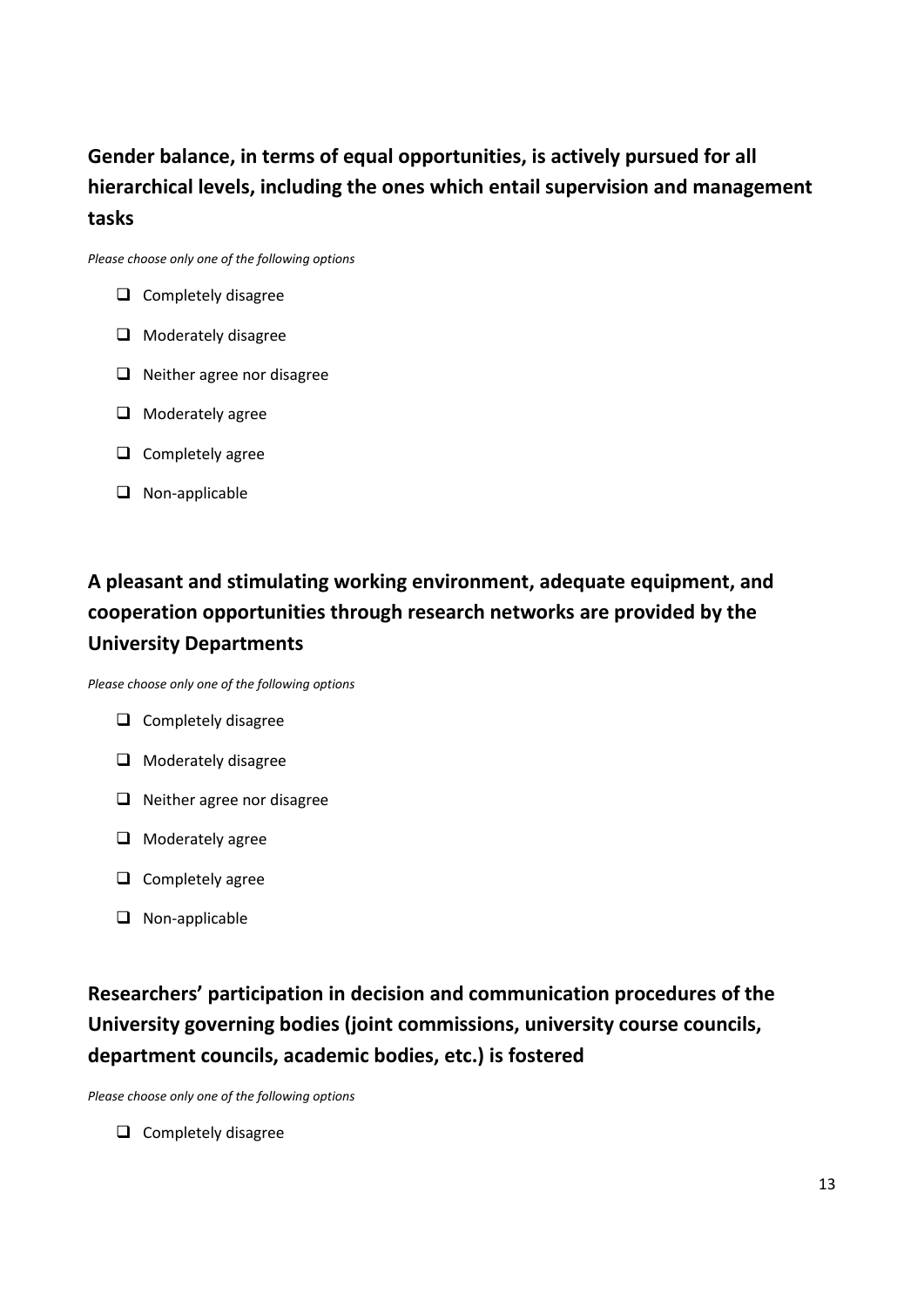### Gender balance, in terms of equal opportunities, is actively pursued for all hierarchical levels, including the ones which entail supervision and management tasks

*Please choose only one of the following options*

- ☐ Completely disagree
- ☐ Moderately disagree
- ☐ Neither agree nor disagree
- ☐ Moderately agree
- ☐ Completely agree
- ☐ Non-applicable

### A pleasant and stimulating working environment, adequate equipment, and cooperation opportunities through research networks are provided by the University Departments

*Please choose only one of the following options*

- ☐ Completely disagree
- ☐ Moderately disagree
- ☐ Neither agree nor disagree
- ☐ Moderately agree
- ☐ Completely agree
- ☐ Non-applicable

### Researchers' participation in decision and communication procedures of the University governing bodies (joint commissions, university course councils, department councils, academic bodies, etc.) is fostered

*Please choose only one of the following options*

- ☐ Completely disagree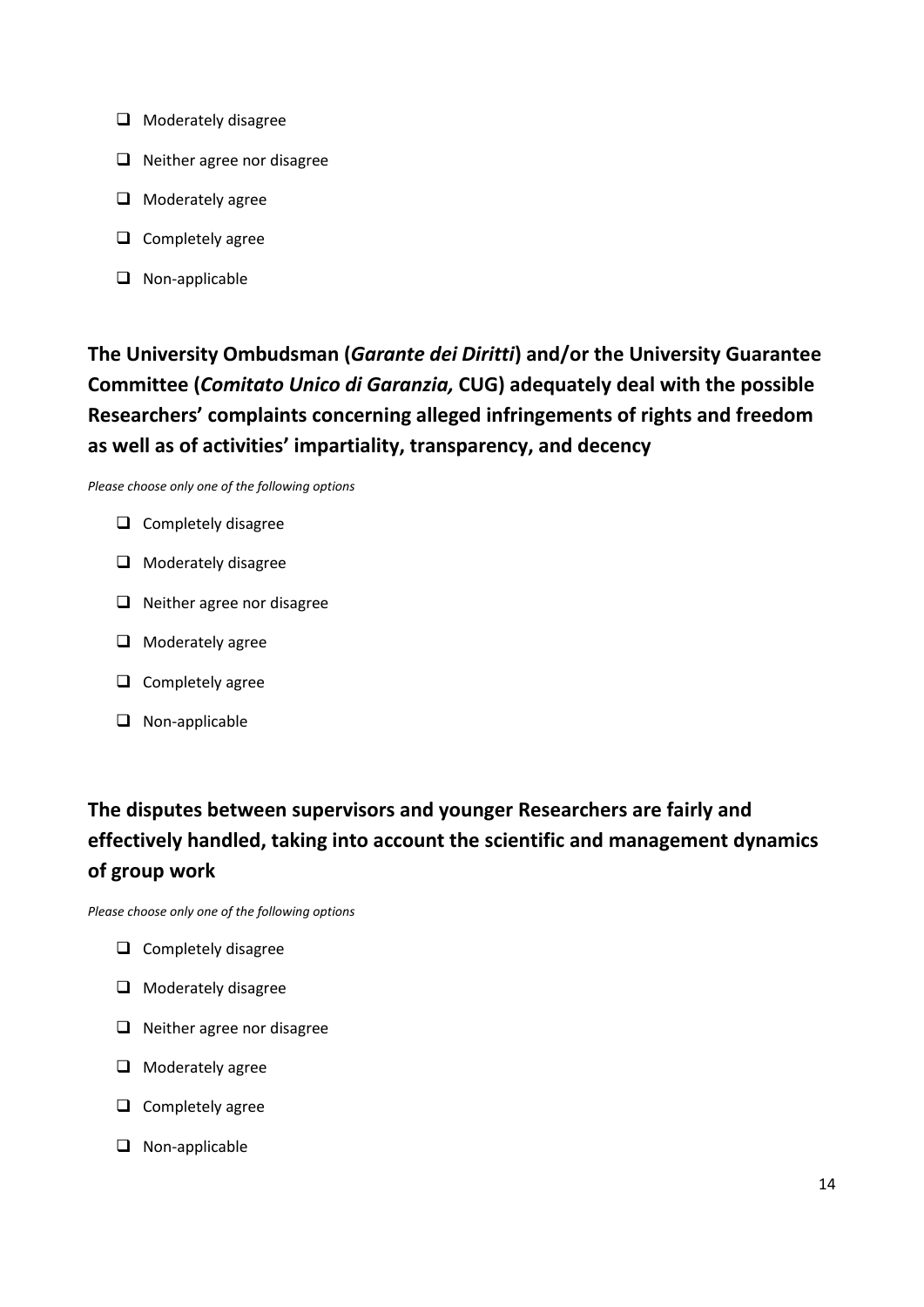- ❑ Moderately disagree
- ❑ Neither agree nor disagree
- ❑ Moderately agree
- ❑ Completely agree
- ❑ Non-applicable

## The University Ombudsman (*Garante dei Diritti*) and/or the University Guarantee Committee (*Comitato Unico di Garanzia,* CUG) adequately deal with the possible Researchers' complaints concerning alleged infringements of rights and freedom as well as of activities' impartiality, transparency, and decency

*Please choose only one of the following options*

- ❑ Completely disagree
- ❑ Moderately disagree
- ❑ Neither agree nor disagree
- ❑ Moderately agree
- ❑ Completely agree
- ❑ Non-applicable

## The disputes between supervisors and younger Researchers are fairly and effectively handled, taking into account the scientific and management dynamics of group work

*Please choose only one of the following options*

- ❑ Completely disagree
- ❑ Moderately disagree
- ❑ Neither agree nor disagree
- ❑ Moderately agree
- ❑ Completely agree
- ❑ Non-applicable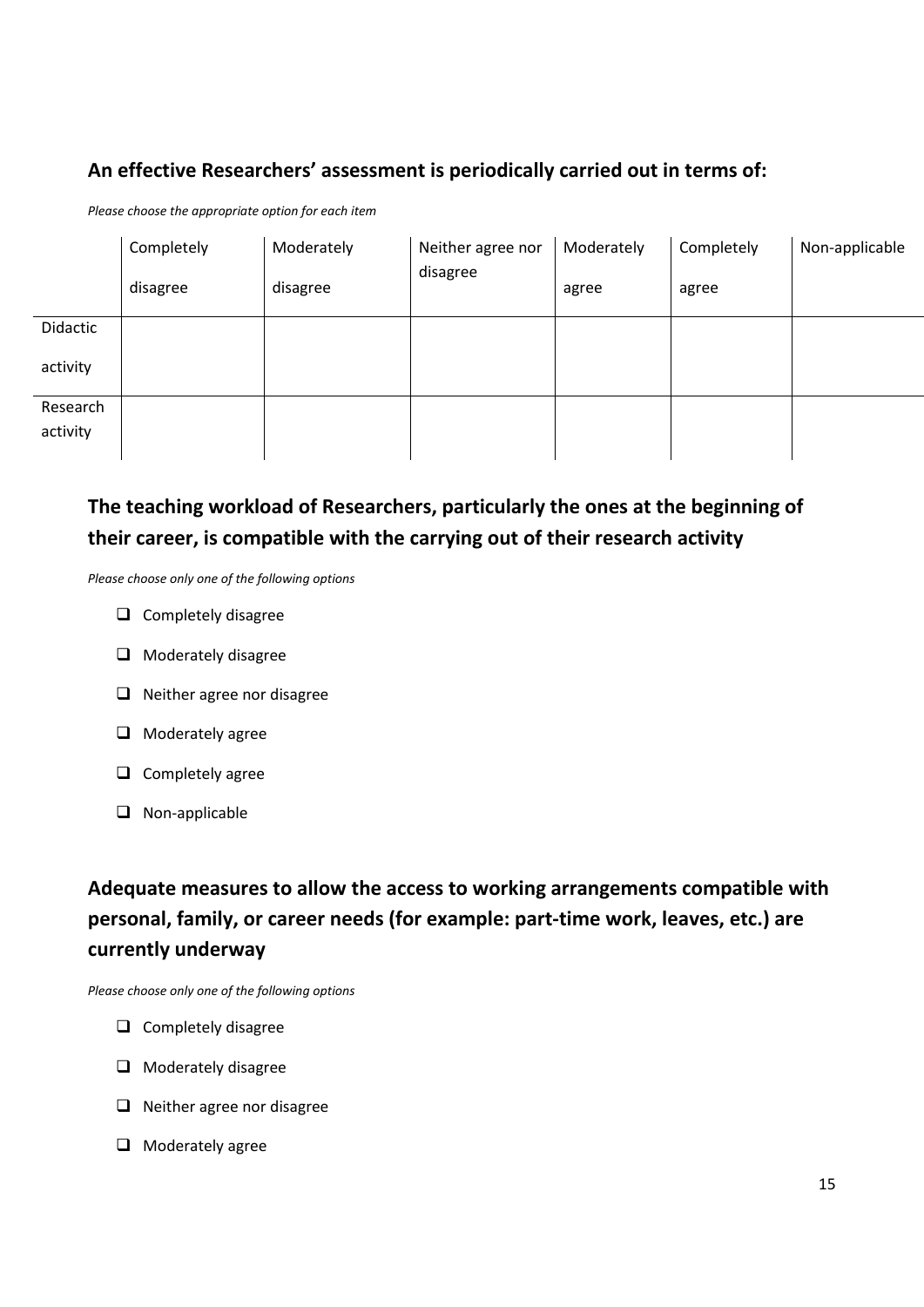## An effective Researchers' assessment is periodically carried out in terms of:

*Please choose the appropriate option for each item*

| | Completely disagree | Moderately disagree | Neither agree nor disagree | Moderately agree | Completely agree | Non-applicable |
|---|---|---|---|---|---|---|
| Didactic activity | | | | | | |
| Research activity | | | | | | |

## The teaching workload of Researchers, particularly the ones at the beginning of their career, is compatible with the carrying out of their research activity

*Please choose only one of the following options*

- ❑ Completely disagree
- ❑ Moderately disagree
- ❑ Neither agree nor disagree
- ❑ Moderately agree
- ❑ Completely agree
- ❑ Non-applicable

## Adequate measures to allow the access to working arrangements compatible with personal, family, or career needs (for example: part-time work, leaves, etc.) are currently underway

*Please choose only one of the following options*

- ❑ Completely disagree
- ❑ Moderately disagree
- ❑ Neither agree nor disagree
- ❑ Moderately agree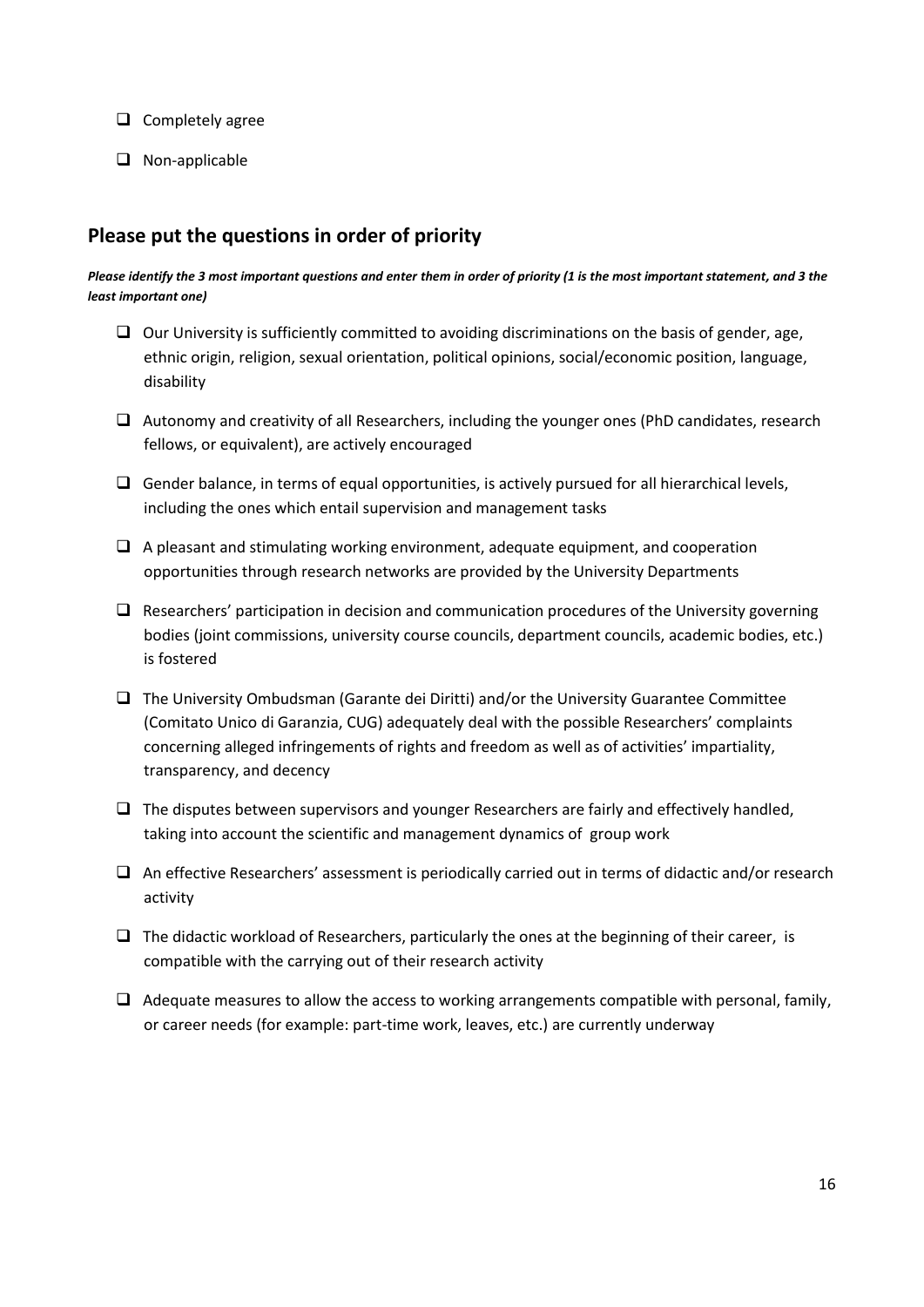- ❑ Completely agree
- ❑ Non-applicable

## Please put the questions in order of priority

***Please identify the 3 most important questions and enter them in order of priority (1 is the most important statement, and 3 the least important one)***

- ❑ Our University is sufficiently committed to avoiding discriminations on the basis of gender, age, ethnic origin, religion, sexual orientation, political opinions, social/economic position, language, disability
- ❑ Autonomy and creativity of all Researchers, including the younger ones (PhD candidates, research fellows, or equivalent), are actively encouraged
- ❑ Gender balance, in terms of equal opportunities, is actively pursued for all hierarchical levels, including the ones which entail supervision and management tasks
- ❑ A pleasant and stimulating working environment, adequate equipment, and cooperation opportunities through research networks are provided by the University Departments
- ❑ Researchers' participation in decision and communication procedures of the University governing bodies (joint commissions, university course councils, department councils, academic bodies, etc.) is fostered
- ❑ The University Ombudsman (Garante dei Diritti) and/or the University Guarantee Committee (Comitato Unico di Garanzia, CUG) adequately deal with the possible Researchers' complaints concerning alleged infringements of rights and freedom as well as of activities' impartiality, transparency, and decency
- ❑ The disputes between supervisors and younger Researchers are fairly and effectively handled, taking into account the scientific and management dynamics of group work
- ❑ An effective Researchers' assessment is periodically carried out in terms of didactic and/or research activity
- ❑ The didactic workload of Researchers, particularly the ones at the beginning of their career, is compatible with the carrying out of their research activity
- ❑ Adequate measures to allow the access to working arrangements compatible with personal, family, or career needs (for example: part-time work, leaves, etc.) are currently underway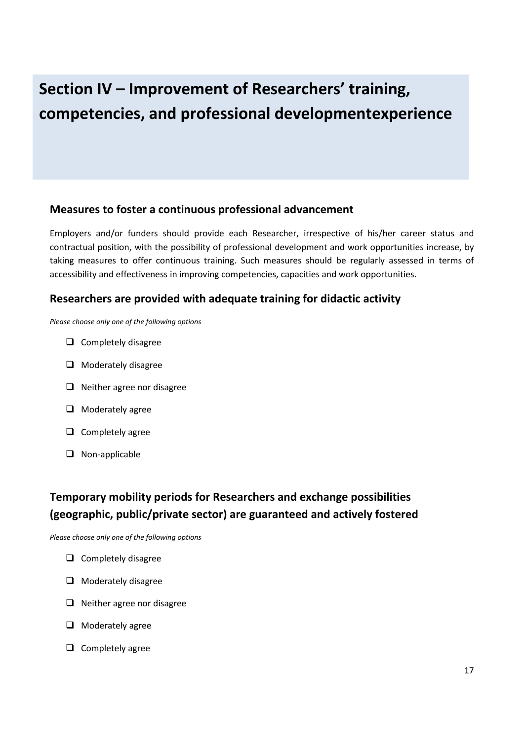# Section IV – Improvement of Researchers' training, competencies, and professional developmentexperience

## Measures to foster a continuous professional advancement

Employers and/or funders should provide each Researcher, irrespective of his/her career status and contractual position, with the possibility of professional development and work opportunities increase, by taking measures to offer continuous training. Such measures should be regularly assessed in terms of accessibility and effectiveness in improving competencies, capacities and work opportunities.

## Researchers are provided with adequate training for didactic activity

*Please choose only one of the following options*

- ❑ Completely disagree
- ❑ Moderately disagree
- ❑ Neither agree nor disagree
- ❑ Moderately agree
- ❑ Completely agree
- ❑ Non-applicable

## Temporary mobility periods for Researchers and exchange possibilities (geographic, public/private sector) are guaranteed and actively fostered

*Please choose only one of the following options*

- ❑ Completely disagree
- ❑ Moderately disagree
- ❑ Neither agree nor disagree
- ❑ Moderately agree
- ❑ Completely agree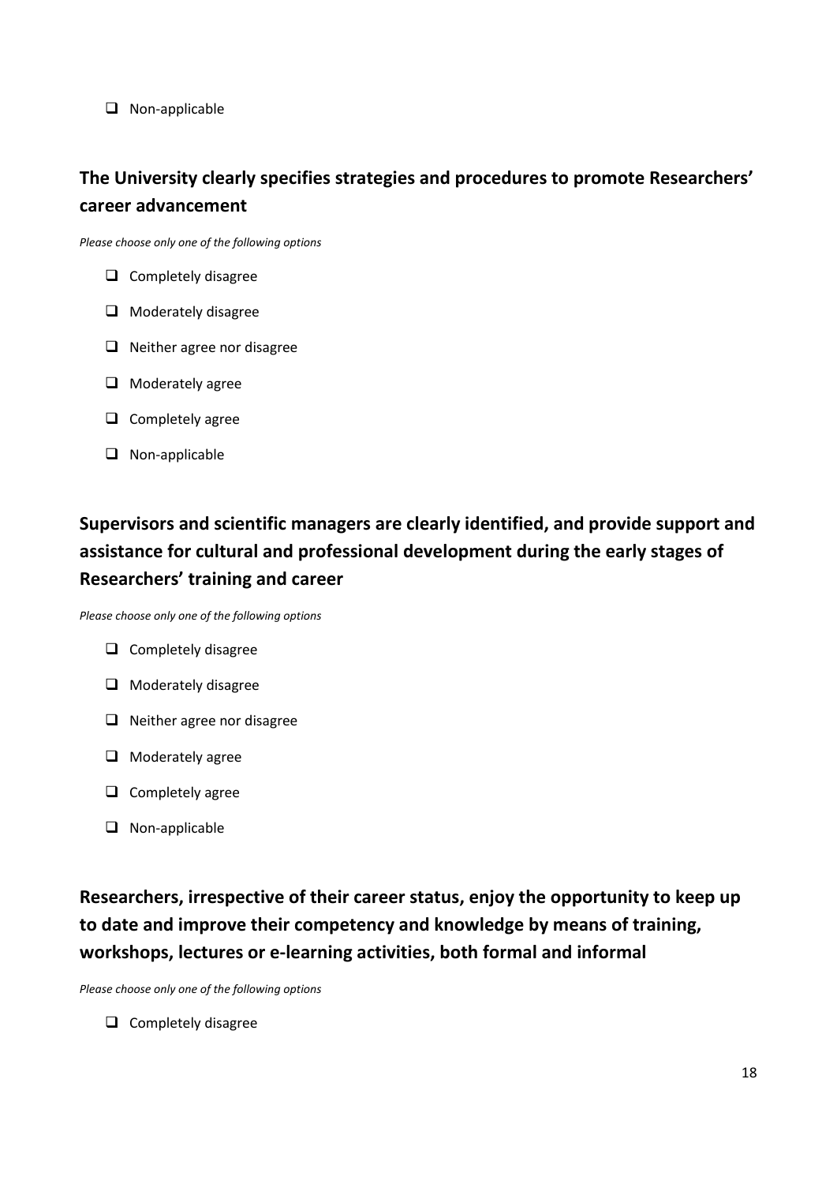- [ ] Non-applicable

## The University clearly specifies strategies and procedures to promote Researchers' career advancement

*Please choose only one of the following options*

- [ ] Completely disagree
- [ ] Moderately disagree
- [ ] Neither agree nor disagree
- [ ] Moderately agree
- [ ] Completely agree
- [ ] Non-applicable

## Supervisors and scientific managers are clearly identified, and provide support and assistance for cultural and professional development during the early stages of Researchers' training and career

*Please choose only one of the following options*

- [ ] Completely disagree
- [ ] Moderately disagree
- [ ] Neither agree nor disagree
- [ ] Moderately agree
- [ ] Completely agree
- [ ] Non-applicable

## Researchers, irrespective of their career status, enjoy the opportunity to keep up to date and improve their competency and knowledge by means of training, workshops, lectures or e-learning activities, both formal and informal

*Please choose only one of the following options*

- [ ] Completely disagree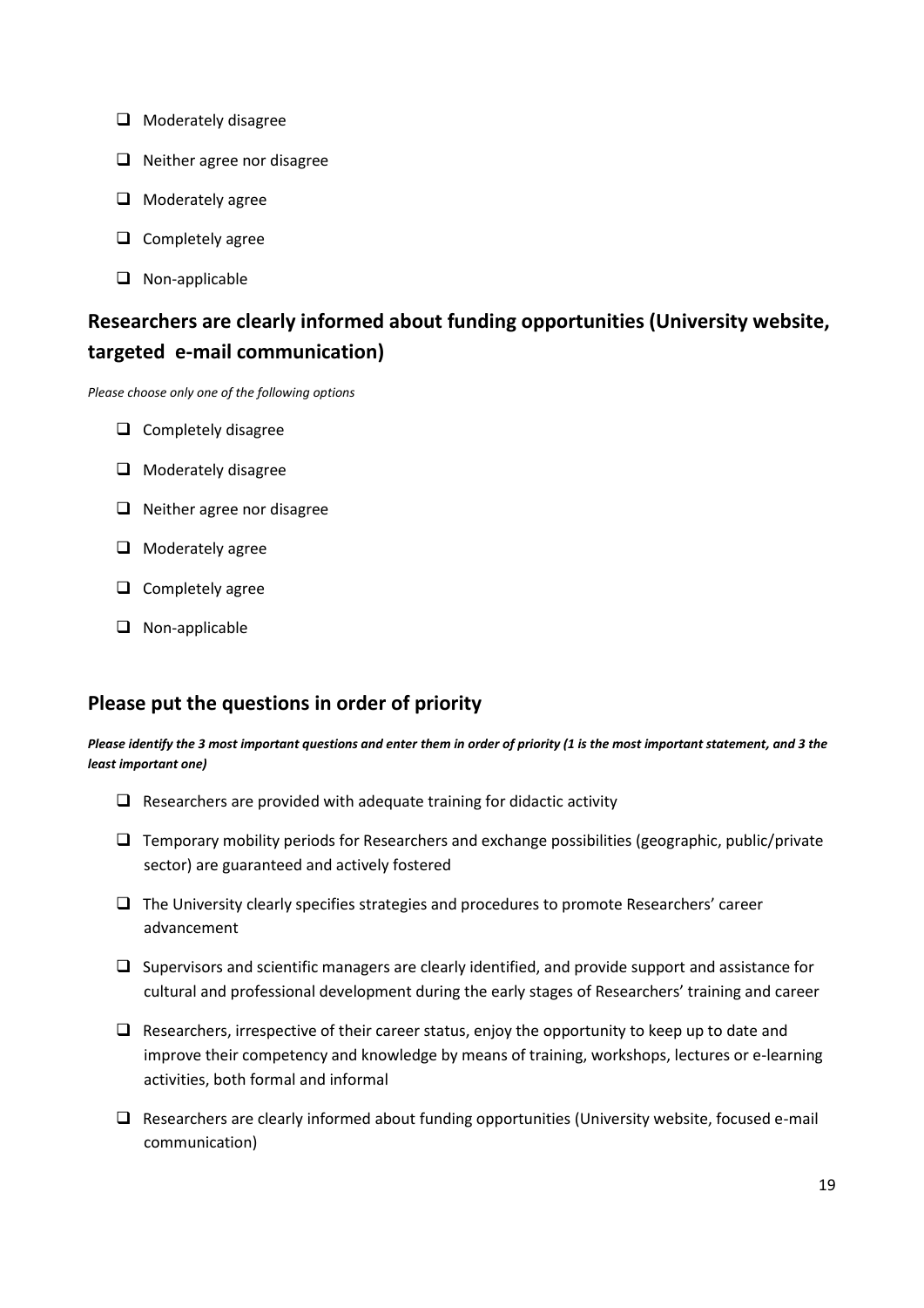- ☐ Moderately disagree
- ☐ Neither agree nor disagree
- ☐ Moderately agree
- ☐ Completely agree
- ☐ Non-applicable

## Researchers are clearly informed about funding opportunities (University website, targeted e-mail communication)

*Please choose only one of the following options*

- ☐ Completely disagree
- ☐ Moderately disagree
- ☐ Neither agree nor disagree
- ☐ Moderately agree
- ☐ Completely agree
- ☐ Non-applicable

## Please put the questions in order of priority

***Please identify the 3 most important questions and enter them in order of priority (1 is the most important statement, and 3 the least important one)***

- ☐ Researchers are provided with adequate training for didactic activity
- ☐ Temporary mobility periods for Researchers and exchange possibilities (geographic, public/private sector) are guaranteed and actively fostered
- ☐ The University clearly specifies strategies and procedures to promote Researchers' career advancement
- ☐ Supervisors and scientific managers are clearly identified, and provide support and assistance for cultural and professional development during the early stages of Researchers' training and career
- ☐ Researchers, irrespective of their career status, enjoy the opportunity to keep up to date and improve their competency and knowledge by means of training, workshops, lectures or e-learning activities, both formal and informal
- ☐ Researchers are clearly informed about funding opportunities (University website, focused e-mail communication)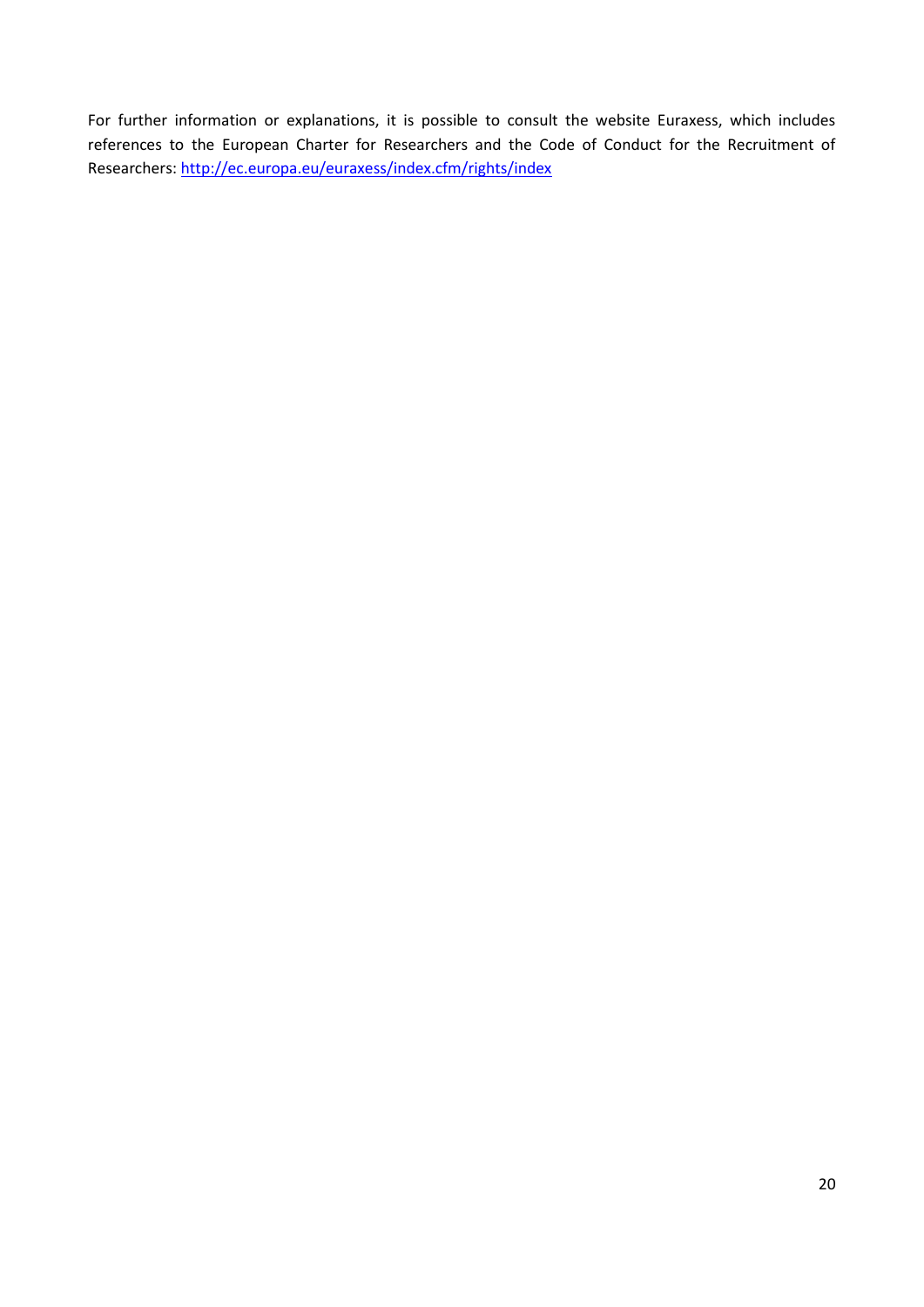For further information or explanations, it is possible to consult the website Euraxess, which includes references to the European Charter for Researchers and the Code of Conduct for the Recruitment of Researchers: http://ec.europa.eu/euraxess/index.cfm/rights/index